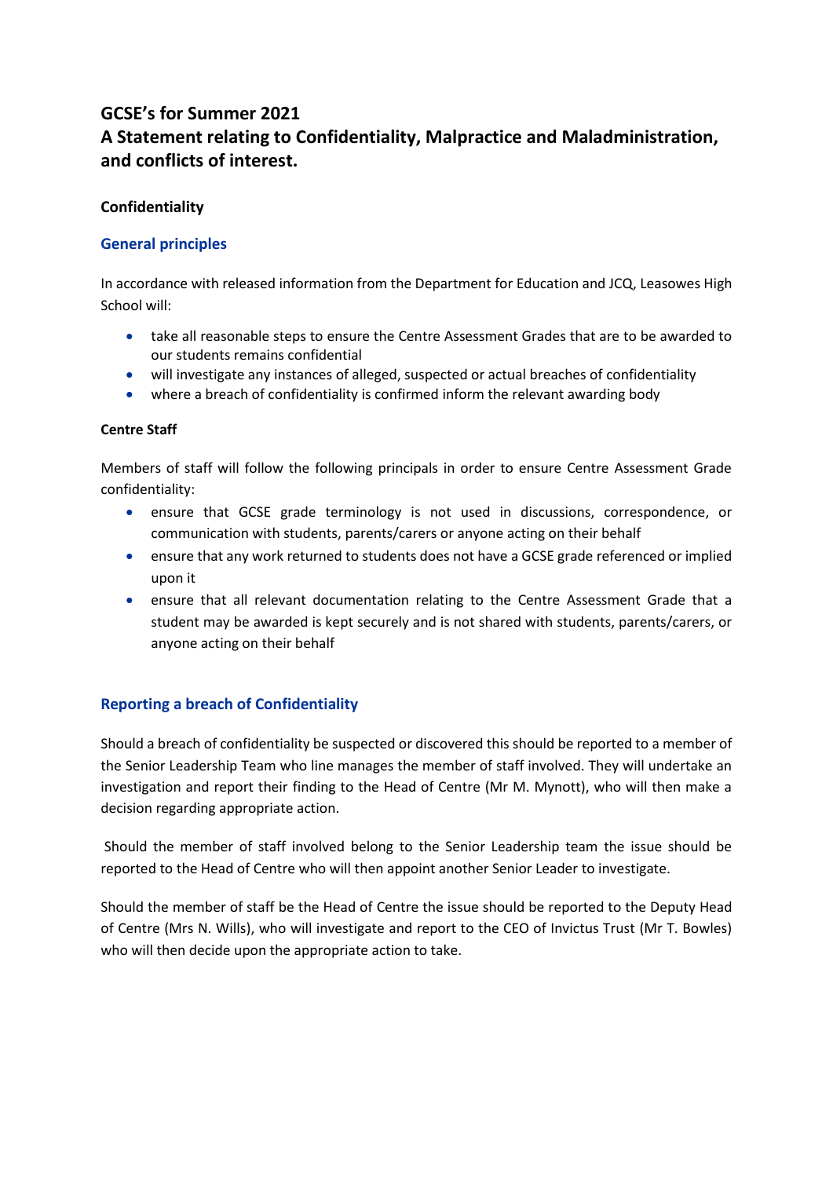# GCSE's for Summer 2021
# A Statement relating to Confidentiality, Malpractice and Maladministration, and conflicts of interest.

**Confidentiality**

## General principles

In accordance with released information from the Department for Education and JCQ, Leasowes High School will:

- take all reasonable steps to ensure the Centre Assessment Grades that are to be awarded to our students remains confidential
- will investigate any instances of alleged, suspected or actual breaches of confidentiality
- where a breach of confidentiality is confirmed inform the relevant awarding body

**Centre Staff**

Members of staff will follow the following principals in order to ensure Centre Assessment Grade confidentiality:

- ensure that GCSE grade terminology is not used in discussions, correspondence, or communication with students, parents/carers or anyone acting on their behalf
- ensure that any work returned to students does not have a GCSE grade referenced or implied upon it
- ensure that all relevant documentation relating to the Centre Assessment Grade that a student may be awarded is kept securely and is not shared with students, parents/carers, or anyone acting on their behalf

## Reporting a breach of Confidentiality

Should a breach of confidentiality be suspected or discovered this should be reported to a member of the Senior Leadership Team who line manages the member of staff involved. They will undertake an investigation and report their finding to the Head of Centre (Mr M. Mynott), who will then make a decision regarding appropriate action.

Should the member of staff involved belong to the Senior Leadership team the issue should be reported to the Head of Centre who will then appoint another Senior Leader to investigate.

Should the member of staff be the Head of Centre the issue should be reported to the Deputy Head of Centre (Mrs N. Wills), who will investigate and report to the CEO of Invictus Trust (Mr T. Bowles) who will then decide upon the appropriate action to take.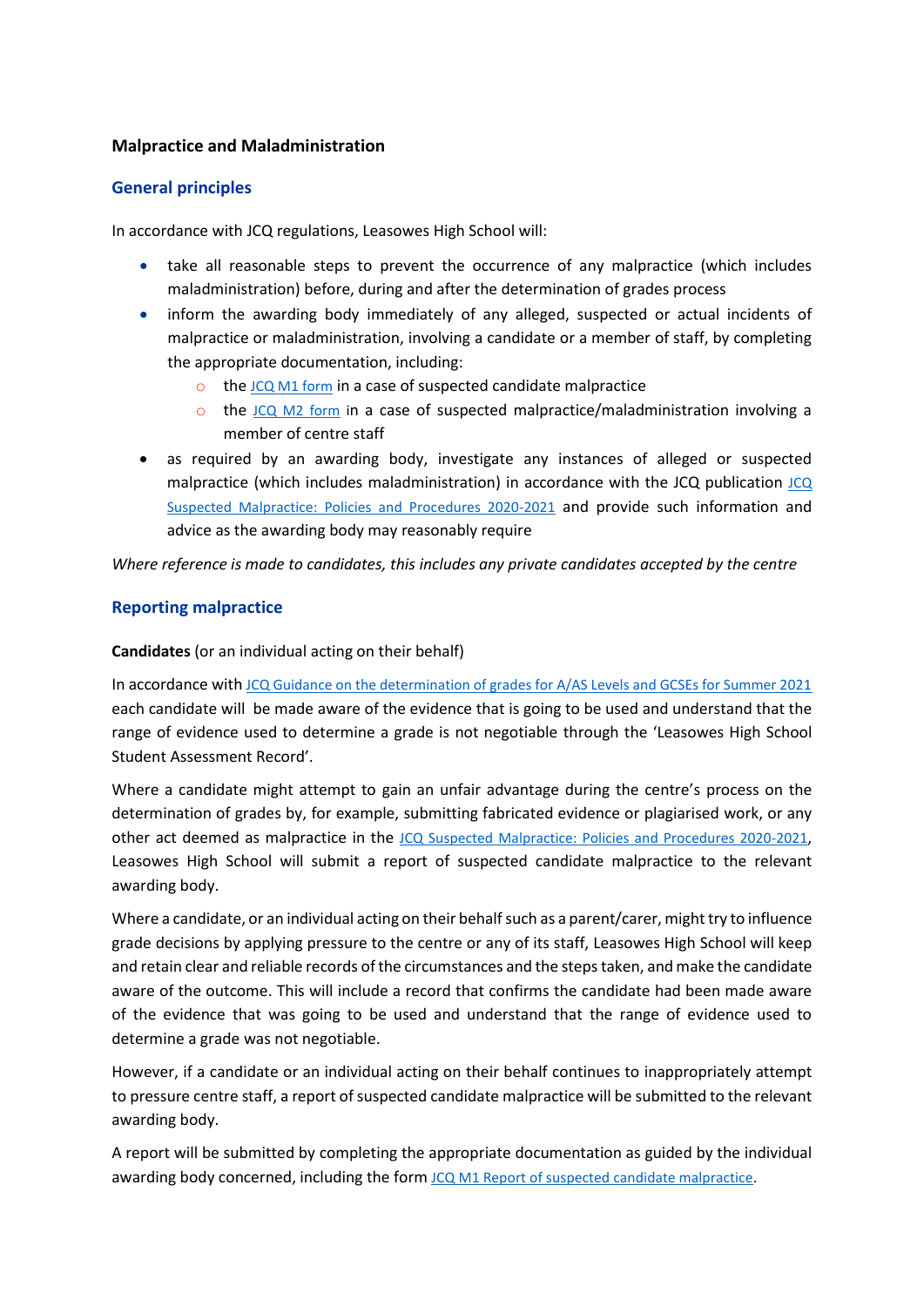## Malpractice and Maladministration

### General principles

In accordance with JCQ regulations, Leasowes High School will:

- take all reasonable steps to prevent the occurrence of any malpractice (which includes maladministration) before, during and after the determination of grades process
- inform the awarding body immediately of any alleged, suspected or actual incidents of malpractice or maladministration, involving a candidate or a member of staff, by completing the appropriate documentation, including:
    - the JCQ M1 form in a case of suspected candidate malpractice
    - the JCQ M2 form in a case of suspected malpractice/maladministration involving a member of centre staff
- as required by an awarding body, investigate any instances of alleged or suspected malpractice (which includes maladministration) in accordance with the JCQ publication JCQ Suspected Malpractice: Policies and Procedures 2020-2021 and provide such information and advice as the awarding body may reasonably require

*Where reference is made to candidates, this includes any private candidates accepted by the centre*

### Reporting malpractice

**Candidates** (or an individual acting on their behalf)

In accordance with JCQ Guidance on the determination of grades for A/AS Levels and GCSEs for Summer 2021 each candidate will be made aware of the evidence that is going to be used and understand that the range of evidence used to determine a grade is not negotiable through the 'Leasowes High School Student Assessment Record'.

Where a candidate might attempt to gain an unfair advantage during the centre's process on the determination of grades by, for example, submitting fabricated evidence or plagiarised work, or any other act deemed as malpractice in the JCQ Suspected Malpractice: Policies and Procedures 2020-2021, Leasowes High School will submit a report of suspected candidate malpractice to the relevant awarding body.

Where a candidate, or an individual acting on their behalf such as a parent/carer, might try to influence grade decisions by applying pressure to the centre or any of its staff, Leasowes High School will keep and retain clear and reliable records of the circumstances and the steps taken, and make the candidate aware of the outcome. This will include a record that confirms the candidate had been made aware of the evidence that was going to be used and understand that the range of evidence used to determine a grade was not negotiable.

However, if a candidate or an individual acting on their behalf continues to inappropriately attempt to pressure centre staff, a report of suspected candidate malpractice will be submitted to the relevant awarding body.

A report will be submitted by completing the appropriate documentation as guided by the individual awarding body concerned, including the form JCQ M1 Report of suspected candidate malpractice.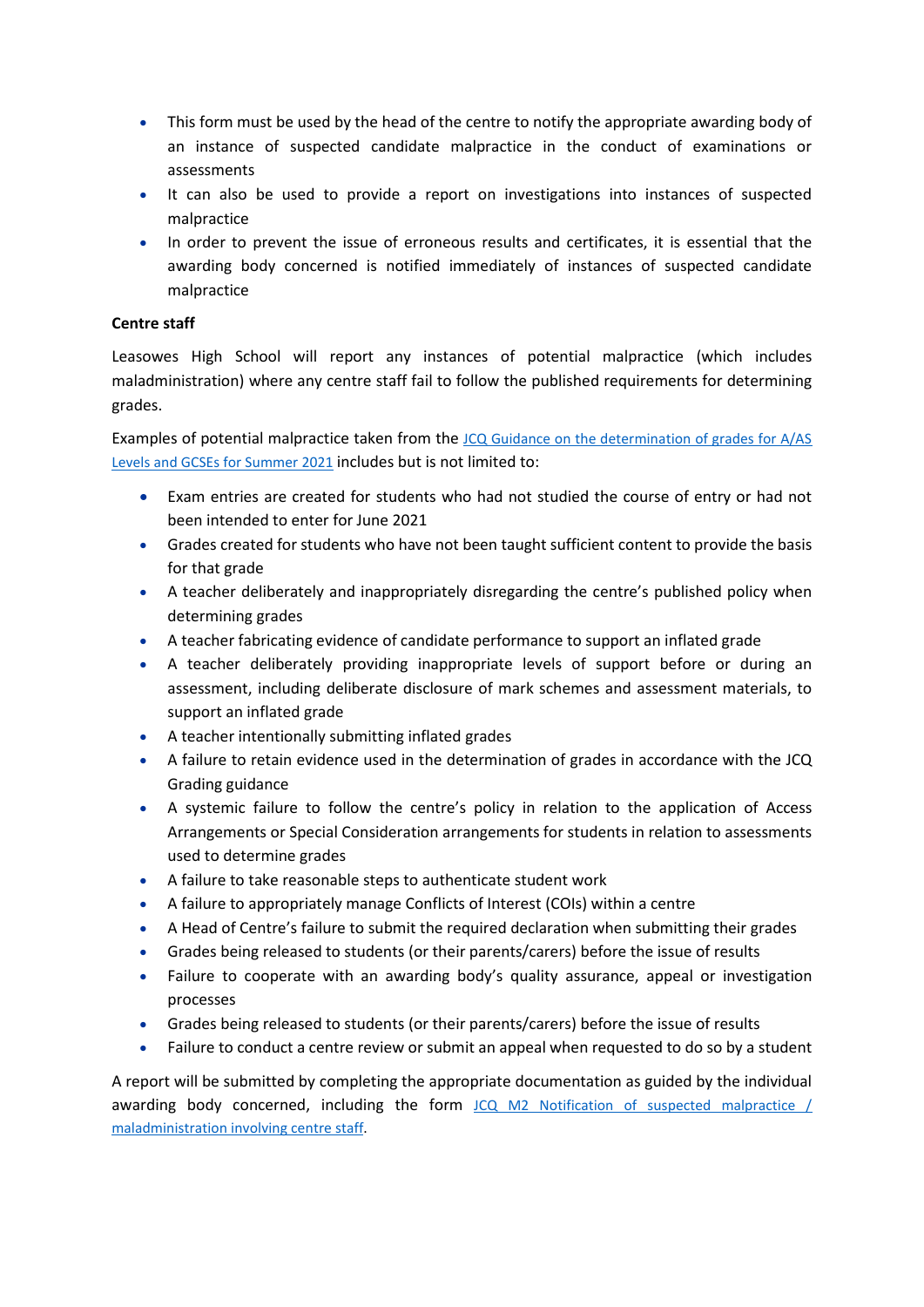- This form must be used by the head of the centre to notify the appropriate awarding body of an instance of suspected candidate malpractice in the conduct of examinations or assessments
- It can also be used to provide a report on investigations into instances of suspected malpractice
- In order to prevent the issue of erroneous results and certificates, it is essential that the awarding body concerned is notified immediately of instances of suspected candidate malpractice

**Centre staff**

Leasowes High School will report any instances of potential malpractice (which includes maladministration) where any centre staff fail to follow the published requirements for determining grades.

Examples of potential malpractice taken from the [JCQ Guidance on the determination of grades for A/AS Levels and GCSEs for Summer 2021]() includes but is not limited to:

- Exam entries are created for students who had not studied the course of entry or had not been intended to enter for June 2021
- Grades created for students who have not been taught sufficient content to provide the basis for that grade
- A teacher deliberately and inappropriately disregarding the centre's published policy when determining grades
- A teacher fabricating evidence of candidate performance to support an inflated grade
- A teacher deliberately providing inappropriate levels of support before or during an assessment, including deliberate disclosure of mark schemes and assessment materials, to support an inflated grade
- A teacher intentionally submitting inflated grades
- A failure to retain evidence used in the determination of grades in accordance with the JCQ Grading guidance
- A systemic failure to follow the centre's policy in relation to the application of Access Arrangements or Special Consideration arrangements for students in relation to assessments used to determine grades
- A failure to take reasonable steps to authenticate student work
- A failure to appropriately manage Conflicts of Interest (COIs) within a centre
- A Head of Centre's failure to submit the required declaration when submitting their grades
- Grades being released to students (or their parents/carers) before the issue of results
- Failure to cooperate with an awarding body's quality assurance, appeal or investigation processes
- Grades being released to students (or their parents/carers) before the issue of results
- Failure to conduct a centre review or submit an appeal when requested to do so by a student

A report will be submitted by completing the appropriate documentation as guided by the individual awarding body concerned, including the form [JCQ M2 Notification of suspected malpractice / maladministration involving centre staff]().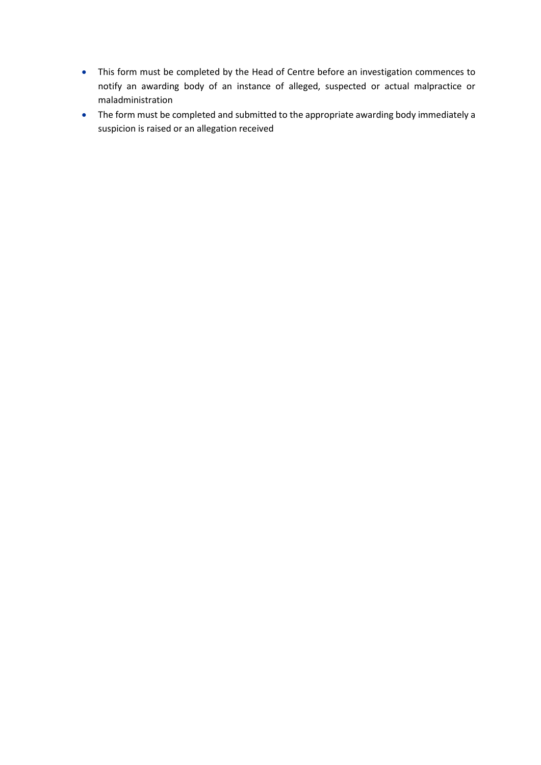- This form must be completed by the Head of Centre before an investigation commences to notify an awarding body of an instance of alleged, suspected or actual malpractice or maladministration
- The form must be completed and submitted to the appropriate awarding body immediately a suspicion is raised or an allegation received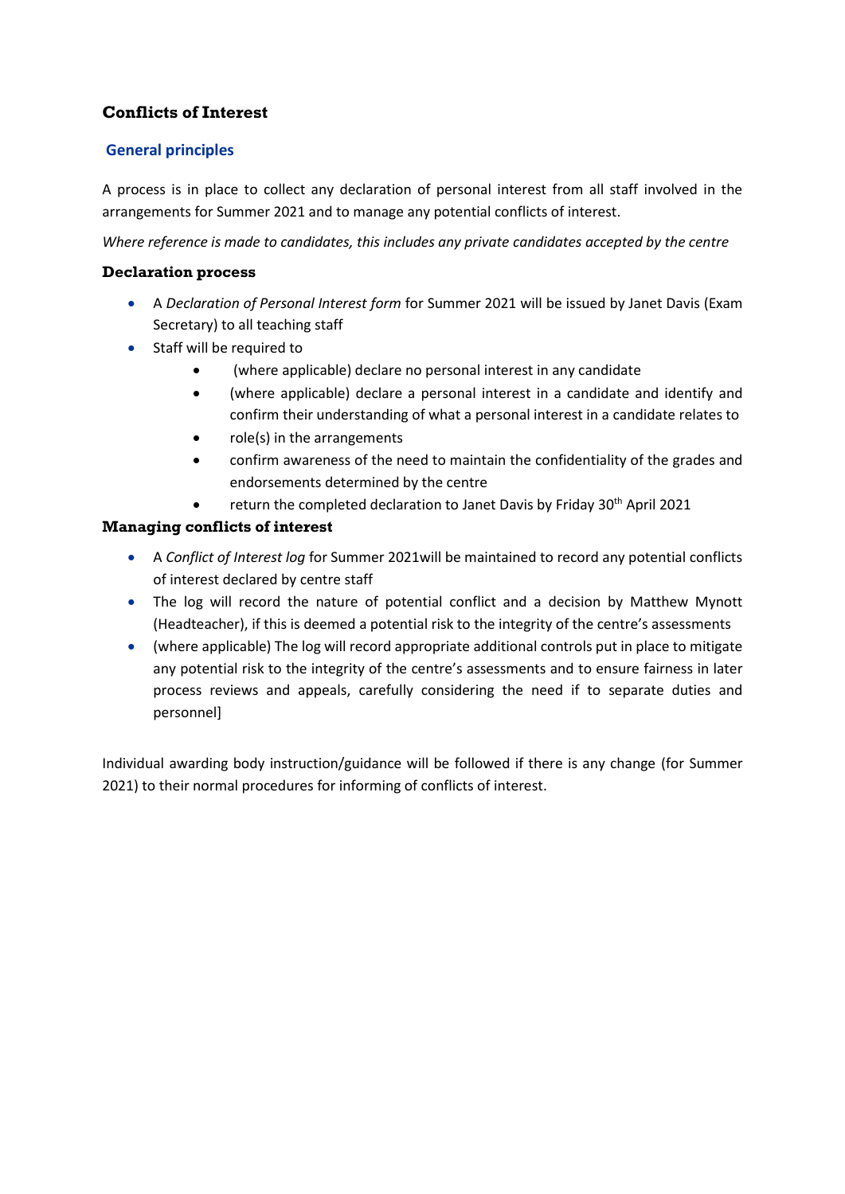## Conflicts of Interest

### General principles

A process is in place to collect any declaration of personal interest from all staff involved in the arrangements for Summer 2021 and to manage any potential conflicts of interest.

*Where reference is made to candidates, this includes any private candidates accepted by the centre*

### Declaration process

- A *Declaration of Personal Interest form* for Summer 2021 will be issued by Janet Davis (Exam Secretary) to all teaching staff
- Staff will be required to
  - (where applicable) declare no personal interest in any candidate
  - (where applicable) declare a personal interest in a candidate and identify and confirm their understanding of what a personal interest in a candidate relates to
  - role(s) in the arrangements
  - confirm awareness of the need to maintain the confidentiality of the grades and endorsements determined by the centre
  - return the completed declaration to Janet Davis by Friday 30th April 2021

### Managing conflicts of interest

- A *Conflict of Interest log* for Summer 2021will be maintained to record any potential conflicts of interest declared by centre staff
- The log will record the nature of potential conflict and a decision by Matthew Mynott (Headteacher), if this is deemed a potential risk to the integrity of the centre's assessments
- (where applicable) The log will record appropriate additional controls put in place to mitigate any potential risk to the integrity of the centre's assessments and to ensure fairness in later process reviews and appeals, carefully considering the need if to separate duties and personnel]

Individual awarding body instruction/guidance will be followed if there is any change (for Summer 2021) to their normal procedures for informing of conflicts of interest.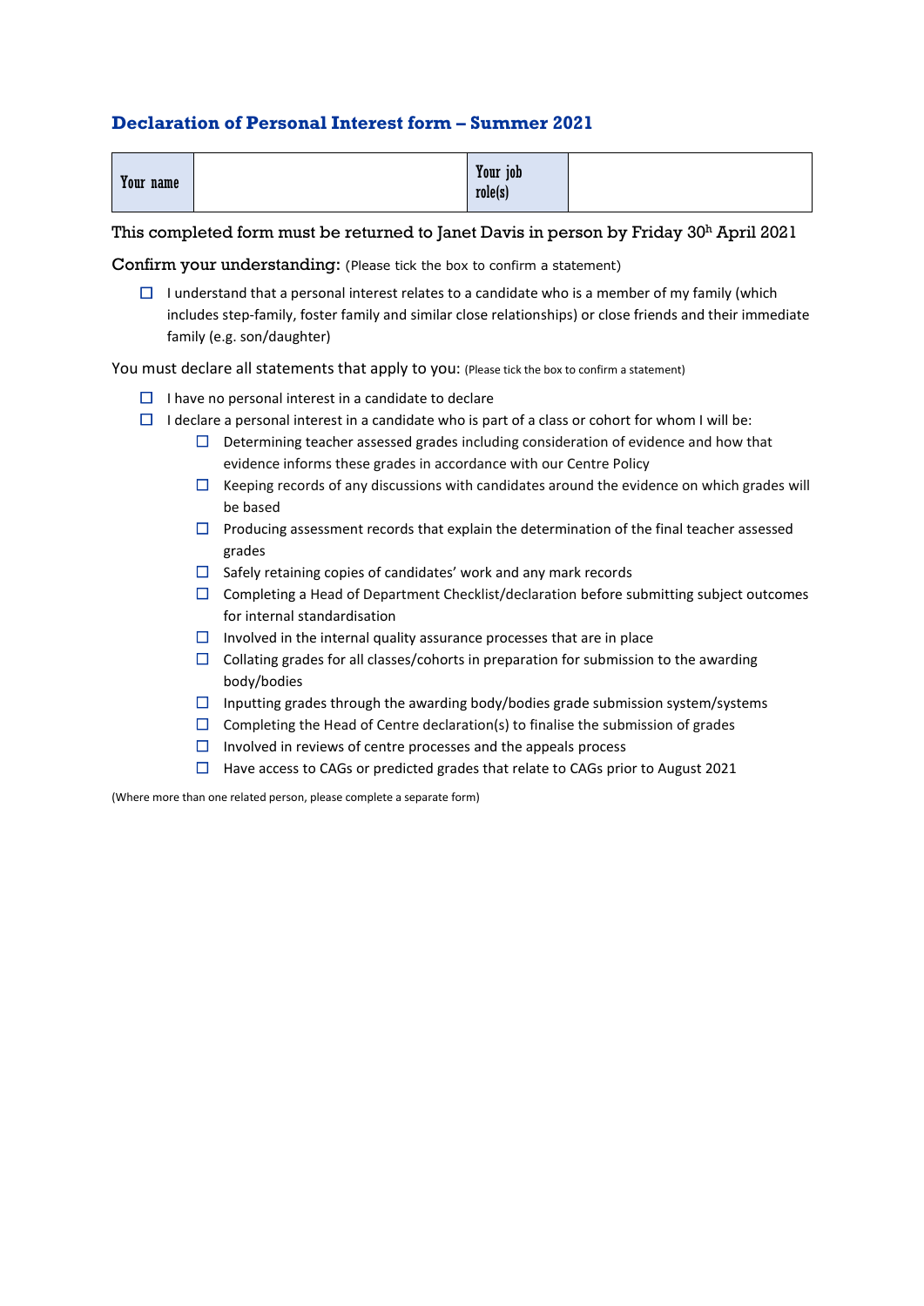## Declaration of Personal Interest form – Summer 2021

| Your name | | Your job role(s) | |
|---|---|---|---|

This completed form must be returned to Janet Davis in person by Friday 30h April 2021

Confirm your understanding: (Please tick the box to confirm a statement)

- ☐ I understand that a personal interest relates to a candidate who is a member of my family (which includes step-family, foster family and similar close relationships) or close friends and their immediate family (e.g. son/daughter)

You must declare all statements that apply to you: (Please tick the box to confirm a statement)

- ☐ I have no personal interest in a candidate to declare
- ☐ I declare a personal interest in a candidate who is part of a class or cohort for whom I will be:
  - ☐ Determining teacher assessed grades including consideration of evidence and how that evidence informs these grades in accordance with our Centre Policy
  - ☐ Keeping records of any discussions with candidates around the evidence on which grades will be based
  - ☐ Producing assessment records that explain the determination of the final teacher assessed grades
  - ☐ Safely retaining copies of candidates' work and any mark records
  - ☐ Completing a Head of Department Checklist/declaration before submitting subject outcomes for internal standardisation
  - ☐ Involved in the internal quality assurance processes that are in place
  - ☐ Collating grades for all classes/cohorts in preparation for submission to the awarding body/bodies
  - ☐ Inputting grades through the awarding body/bodies grade submission system/systems
  - ☐ Completing the Head of Centre declaration(s) to finalise the submission of grades
  - ☐ Involved in reviews of centre processes and the appeals process
  - ☐ Have access to CAGs or predicted grades that relate to CAGs prior to August 2021

(Where more than one related person, please complete a separate form)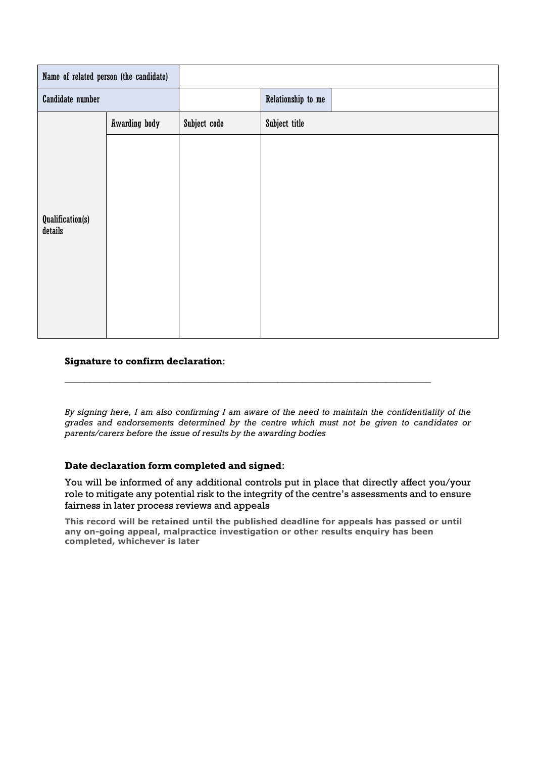| | | | | |
|---|---|---|---|---|
| Name of related person (the candidate) | | | | |
| Candidate number | | | Relationship to me | |
| Qualification(s) details | Awarding body | Subject code | Subject title | |
| | | | | |

**Signature to confirm declaration**:

_______________________________________________________________________________

*By signing here, I am also confirming I am aware of the need to maintain the confidentiality of the grades and endorsements determined by the centre which must not be given to candidates or parents/carers before the issue of results by the awarding bodies*

**Date declaration form completed and signed**:

You will be informed of any additional controls put in place that directly affect you/your role to mitigate any potential risk to the integrity of the centre's assessments and to ensure fairness in later process reviews and appeals

**This record will be retained until the published deadline for appeals has passed or until any on-going appeal, malpractice investigation or other results enquiry has been completed, whichever is later**